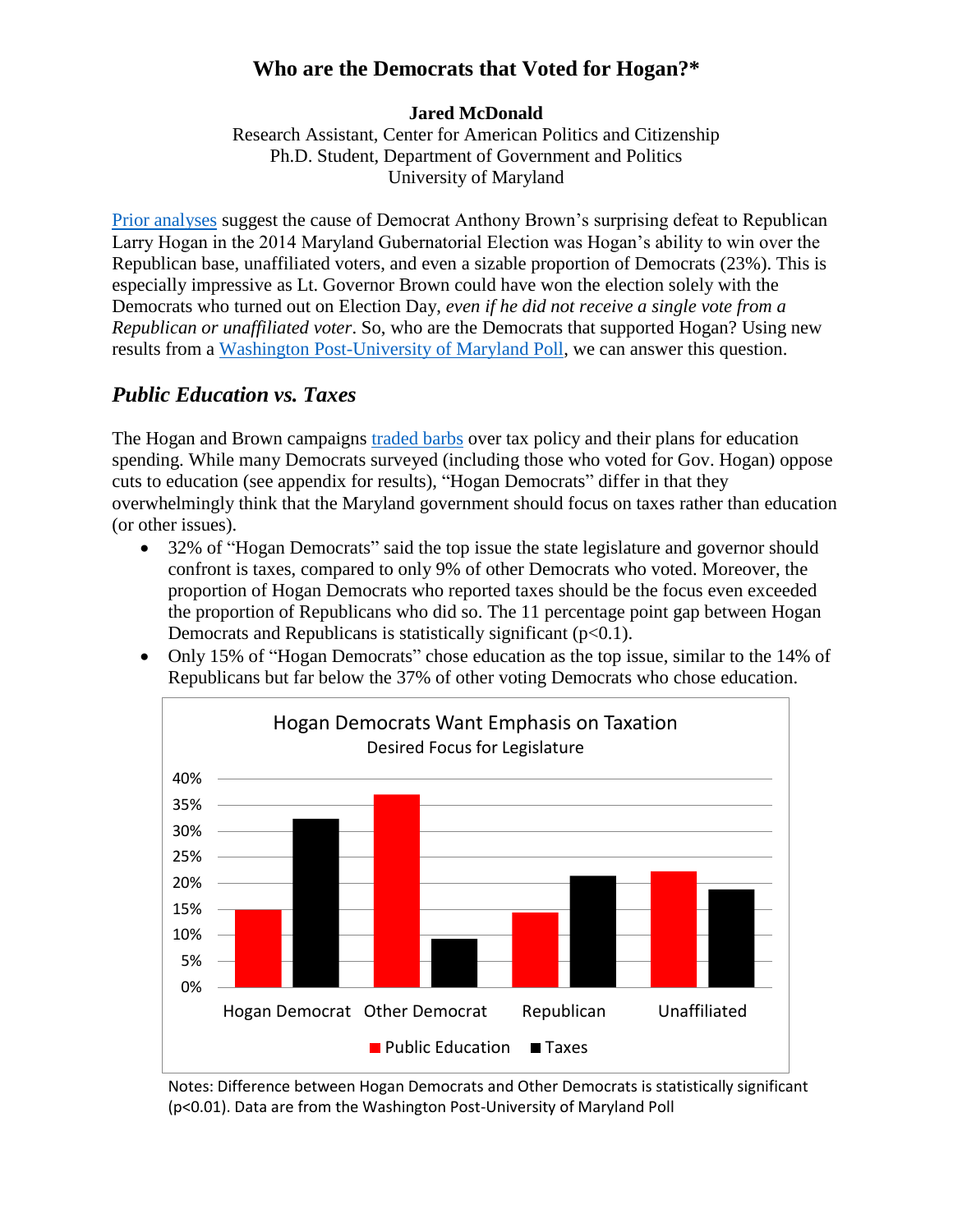# Who are the Democrats that Voted for Hogan?*

**Jared McDonald**
Research Assistant, Center for American Politics and Citizenship
Ph.D. Student, Department of Government and Politics
University of Maryland

[Prior analyses](#) suggest the cause of Democrat Anthony Brown's surprising defeat to Republican Larry Hogan in the 2014 Maryland Gubernatorial Election was Hogan's ability to win over the Republican base, unaffiliated voters, and even a sizable proportion of Democrats (23%). This is especially impressive as Lt. Governor Brown could have won the election solely with the Democrats who turned out on Election Day, *even if he did not receive a single vote from a Republican or unaffiliated voter*. So, who are the Democrats that supported Hogan? Using new results from a [Washington Post-University of Maryland Poll](#), we can answer this question.

## *Public Education vs. Taxes*

The Hogan and Brown campaigns [traded barbs](#) over tax policy and their plans for education spending. While many Democrats surveyed (including those who voted for Gov. Hogan) oppose cuts to education (see appendix for results), "Hogan Democrats" differ in that they overwhelmingly think that the Maryland government should focus on taxes rather than education (or other issues).

- 32% of "Hogan Democrats" said the top issue the state legislature and governor should confront is taxes, compared to only 9% of other Democrats who voted. Moreover, the proportion of Hogan Democrats who reported taxes should be the focus even exceeded the proportion of Republicans who did so. The 11 percentage point gap between Hogan Democrats and Republicans is statistically significant ($p<0.1$).
- Only 15% of "Hogan Democrats" chose education as the top issue, similar to the 14% of Republicans but far below the 37% of other voting Democrats who chose education.

**Hogan Democrats Want Emphasis on Taxation**
Desired Focus for Legislature

| | Public Education | Taxes |
|---|---|---|
| Hogan Democrat | 15% | 32% |
| Other Democrat | 37% | 9% |
| Republican | 14% | 21% |
| Unaffiliated | 22% | 19% |

Notes: Difference between Hogan Democrats and Other Democrats is statistically significant ($p<0.01$). Data are from the Washington Post-University of Maryland Poll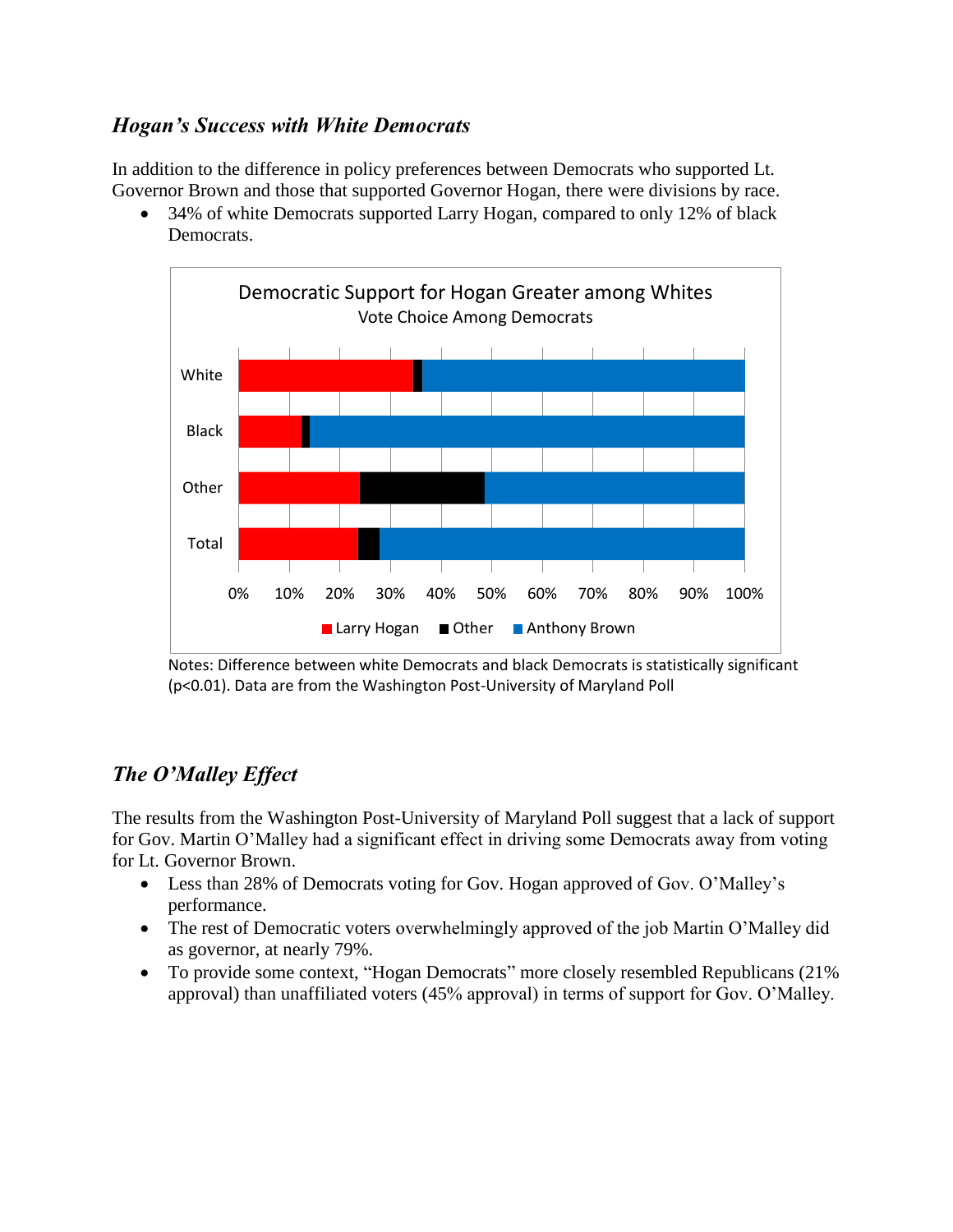### *Hogan's Success with White Democrats*

In addition to the difference in policy preferences between Democrats who supported Lt. Governor Brown and those that supported Governor Hogan, there were divisions by race.

- 34% of white Democrats supported Larry Hogan, compared to only 12% of black Democrats.

Notes: Difference between white Democrats and black Democrats is statistically significant ($p<0.01$). Data are from the Washington Post-University of Maryland Poll

## *The O'Malley Effect*

The results from the Washington Post-University of Maryland Poll suggest that a lack of support for Gov. Martin O'Malley had a significant effect in driving some Democrats away from voting for Lt. Governor Brown.

- Less than 28% of Democrats voting for Gov. Hogan approved of Gov. O'Malley's performance.
- The rest of Democratic voters overwhelmingly approved of the job Martin O'Malley did as governor, at nearly 79%.
- To provide some context, "Hogan Democrats" more closely resembled Republicans (21% approval) than unaffiliated voters (45% approval) in terms of support for Gov. O'Malley.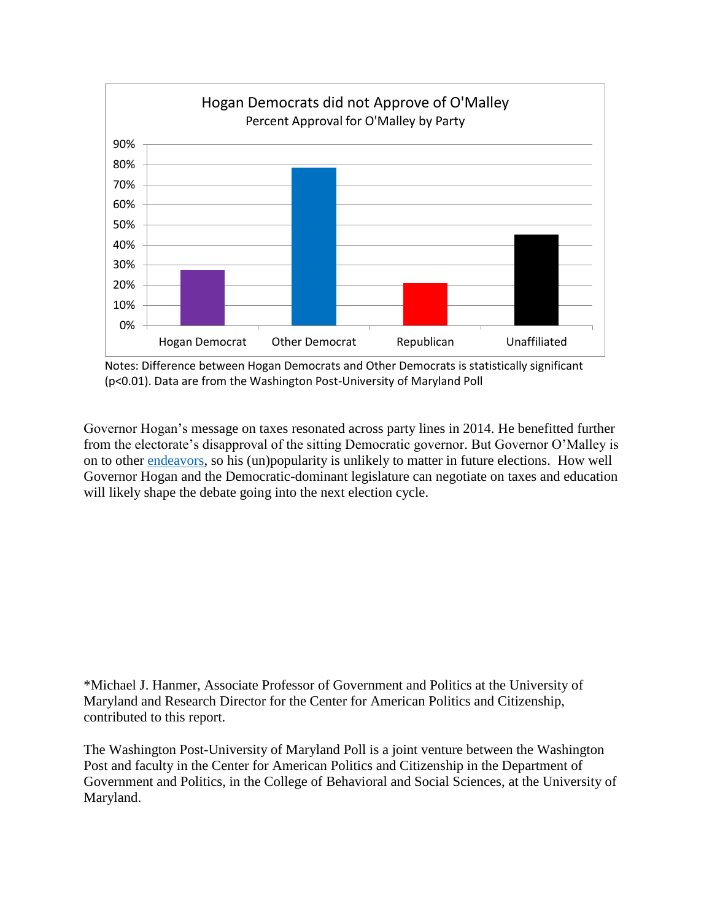**Hogan Democrats did not Approve of O'Malley**
Percent Approval for O'Malley by Party

| Party | Percent Approval |
|---|---|
| Hogan Democrat | ~27% |
| Other Democrat | ~78% |
| Republican | ~21% |
| Unaffiliated | ~45% |

Notes: Difference between Hogan Democrats and Other Democrats is statistically significant ($p<0.01$). Data are from the Washington Post-University of Maryland Poll

Governor Hogan's message on taxes resonated across party lines in 2014. He benefitted further from the electorate's disapproval of the sitting Democratic governor. But Governor O'Malley is on to other endeavors, so his (un)popularity is unlikely to matter in future elections. How well Governor Hogan and the Democratic-dominant legislature can negotiate on taxes and education will likely shape the debate going into the next election cycle.

*Michael J. Hanmer, Associate Professor of Government and Politics at the University of Maryland and Research Director for the Center for American Politics and Citizenship, contributed to this report.

The Washington Post-University of Maryland Poll is a joint venture between the Washington Post and faculty in the Center for American Politics and Citizenship in the Department of Government and Politics, in the College of Behavioral and Social Sciences, at the University of Maryland.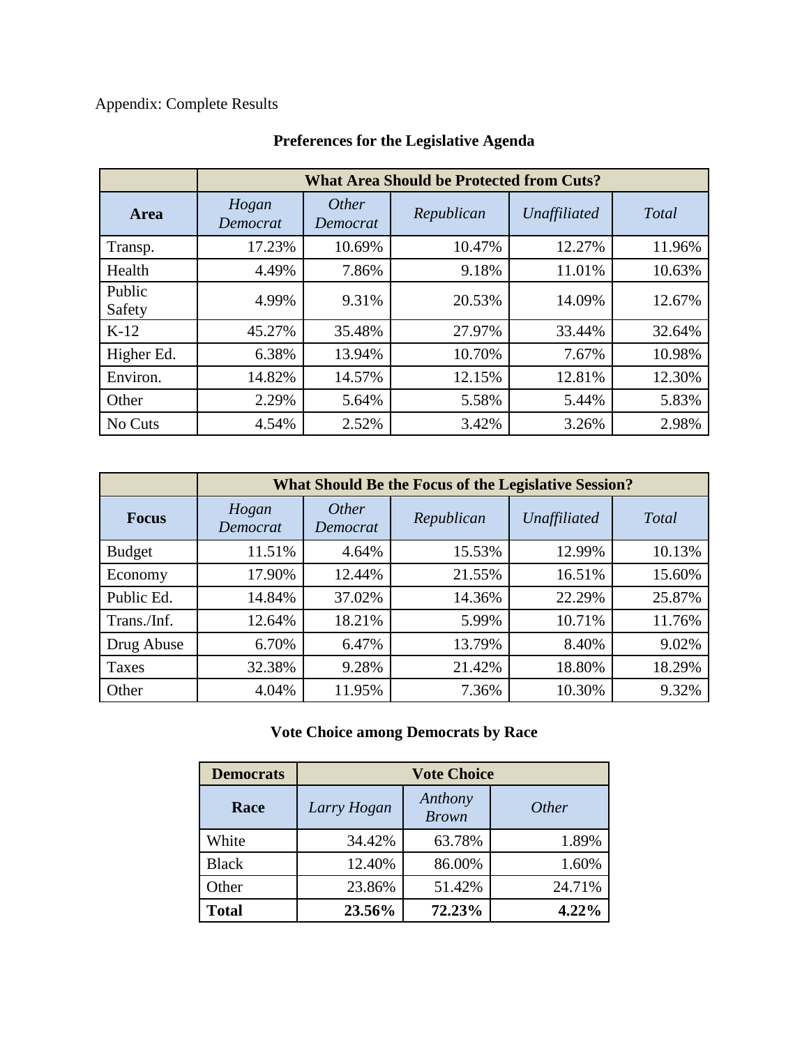Appendix: Complete Results

**Preferences for the Legislative Agenda**

| | What Area Should be Protected from Cuts? | | | | |
|---|---|---|---|---|---|
| **Area** | *Hogan Democrat* | *Other Democrat* | *Republican* | *Unaffiliated* | *Total* |
| Transp. | 17.23% | 10.69% | 10.47% | 12.27% | 11.96% |
| Health | 4.49% | 7.86% | 9.18% | 11.01% | 10.63% |
| Public Safety | 4.99% | 9.31% | 20.53% | 14.09% | 12.67% |
| K-12 | 45.27% | 35.48% | 27.97% | 33.44% | 32.64% |
| Higher Ed. | 6.38% | 13.94% | 10.70% | 7.67% | 10.98% |
| Environ. | 14.82% | 14.57% | 12.15% | 12.81% | 12.30% |
| Other | 2.29% | 5.64% | 5.58% | 5.44% | 5.83% |
| No Cuts | 4.54% | 2.52% | 3.42% | 3.26% | 2.98% |

| | What Should Be the Focus of the Legislative Session? | | | | |
|---|---|---|---|---|---|
| **Focus** | *Hogan Democrat* | *Other Democrat* | *Republican* | *Unaffiliated* | *Total* |
| Budget | 11.51% | 4.64% | 15.53% | 12.99% | 10.13% |
| Economy | 17.90% | 12.44% | 21.55% | 16.51% | 15.60% |
| Public Ed. | 14.84% | 37.02% | 14.36% | 22.29% | 25.87% |
| Trans./Inf. | 12.64% | 18.21% | 5.99% | 10.71% | 11.76% |
| Drug Abuse | 6.70% | 6.47% | 13.79% | 8.40% | 9.02% |
| Taxes | 32.38% | 9.28% | 21.42% | 18.80% | 18.29% |
| Other | 4.04% | 11.95% | 7.36% | 10.30% | 9.32% |

**Vote Choice among Democrats by Race**

| **Democrats** | **Vote Choice** | | |
|---|---|---|---|
| **Race** | *Larry Hogan* | *Anthony Brown* | *Other* |
| White | 34.42% | 63.78% | 1.89% |
| Black | 12.40% | 86.00% | 1.60% |
| Other | 23.86% | 51.42% | 24.71% |
| **Total** | **23.56%** | **72.23%** | **4.22%** |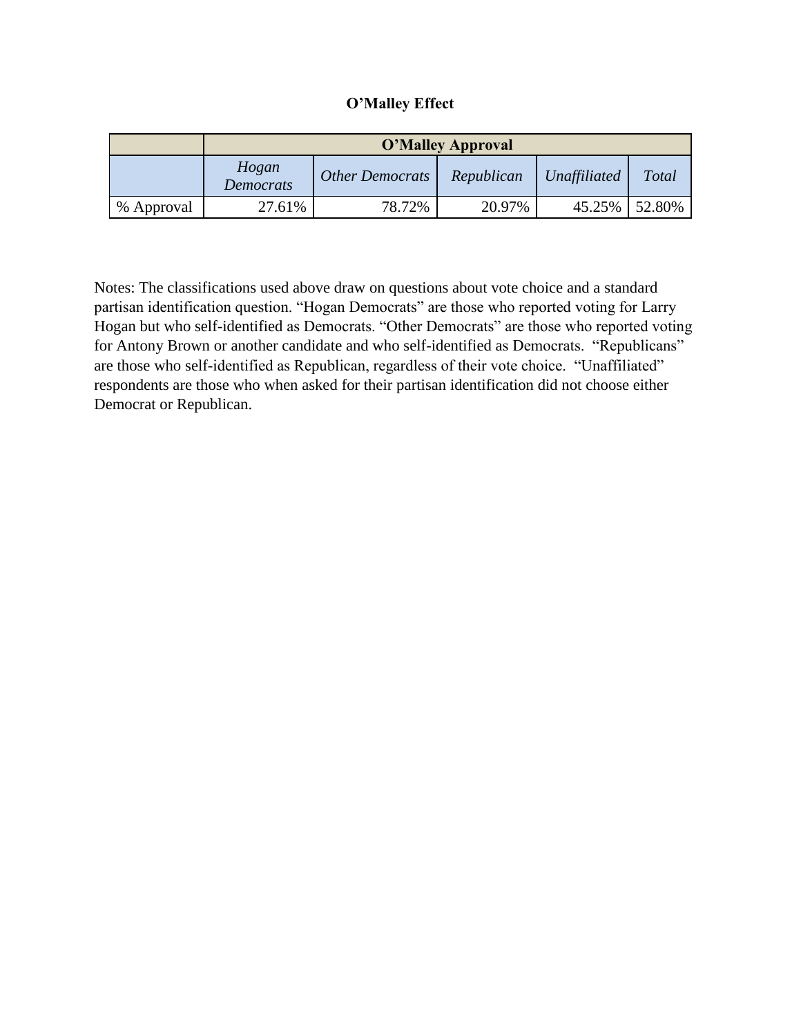**O'Malley Effect**

| | O'Malley Approval | | | | |
|---|---|---|---|---|---|
| | *Hogan Democrats* | *Other Democrats* | *Republican* | *Unaffiliated* | *Total* |
| % Approval | 27.61% | 78.72% | 20.97% | 45.25% | 52.80% |

Notes: The classifications used above draw on questions about vote choice and a standard partisan identification question. "Hogan Democrats" are those who reported voting for Larry Hogan but who self-identified as Democrats. "Other Democrats" are those who reported voting for Antony Brown or another candidate and who self-identified as Democrats. "Republicans" are those who self-identified as Republican, regardless of their vote choice. "Unaffiliated" respondents are those who when asked for their partisan identification did not choose either Democrat or Republican.